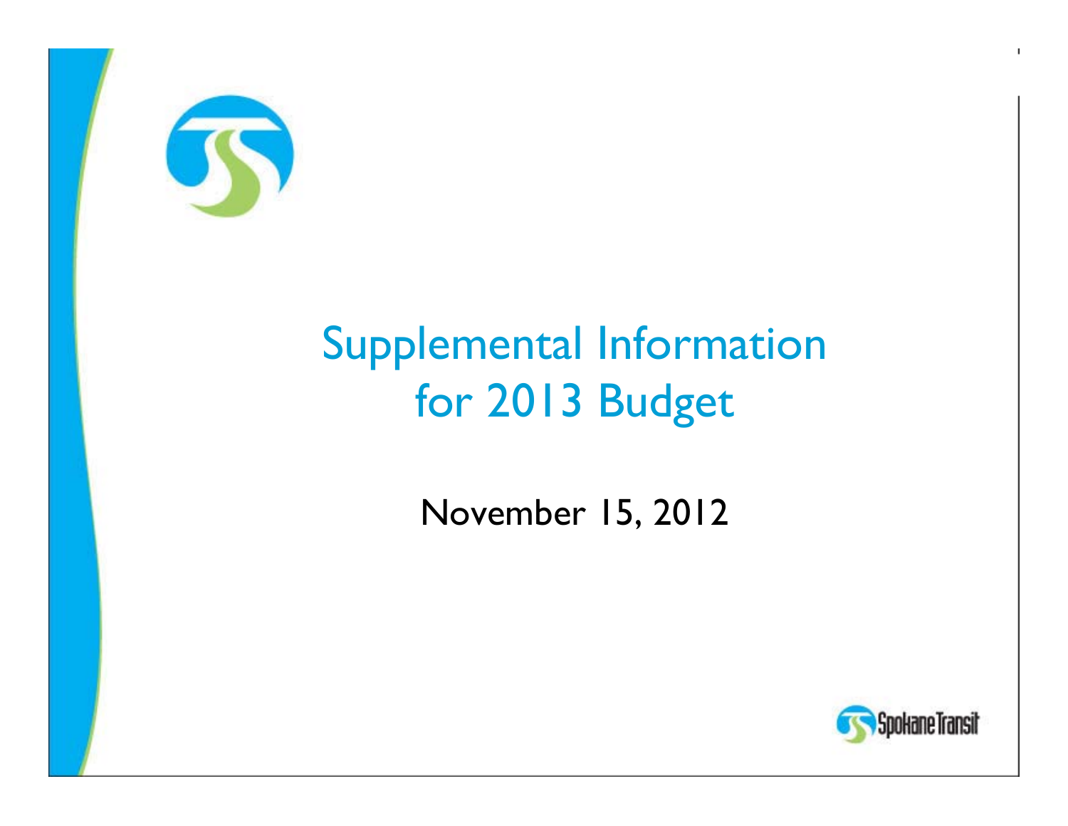# Supplemental Information for 2013 Budget

November 15, 2012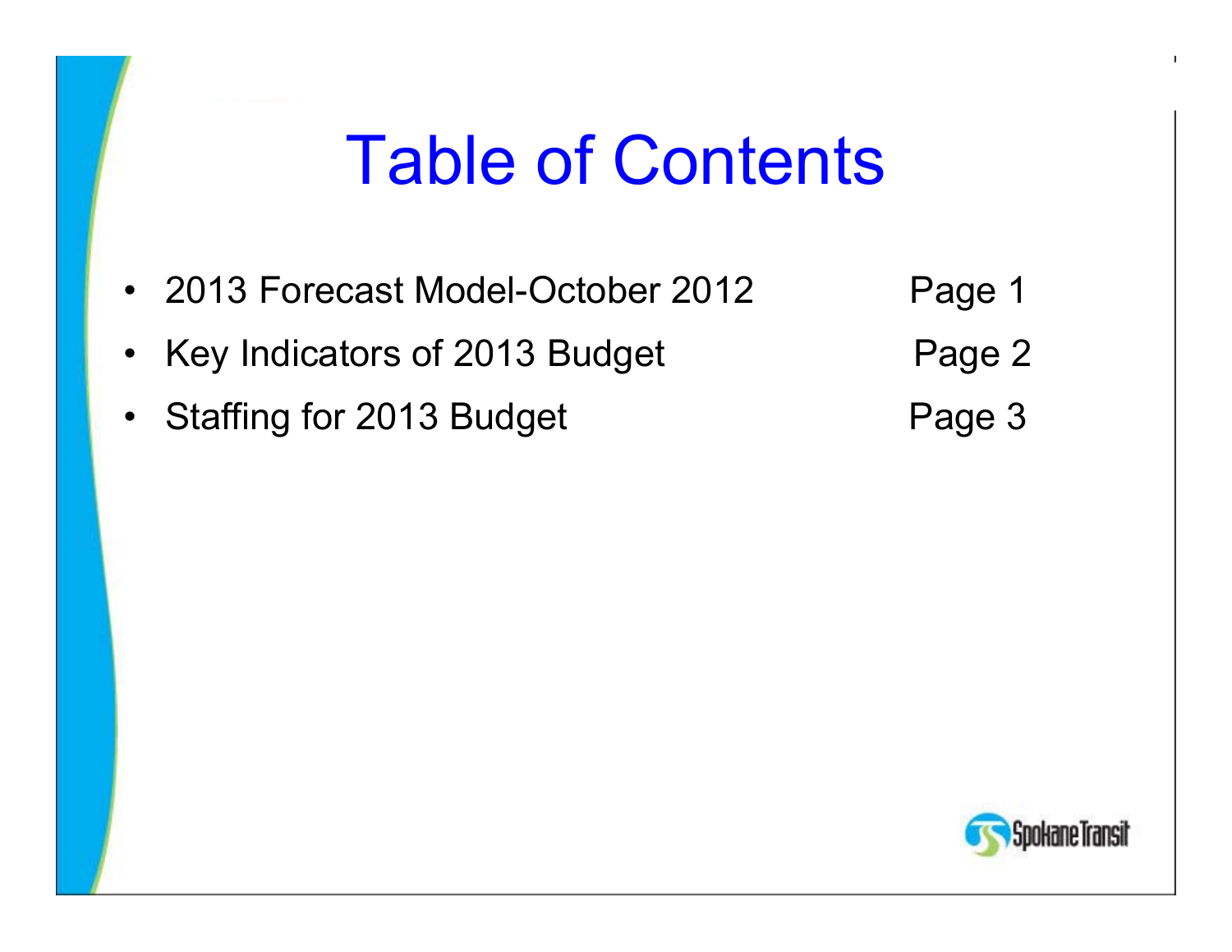# Table of Contents

- 2013 Forecast Model-October 2012 — Page 1
- Key Indicators of 2013 Budget — Page 2
- Staffing for 2013 Budget — Page 3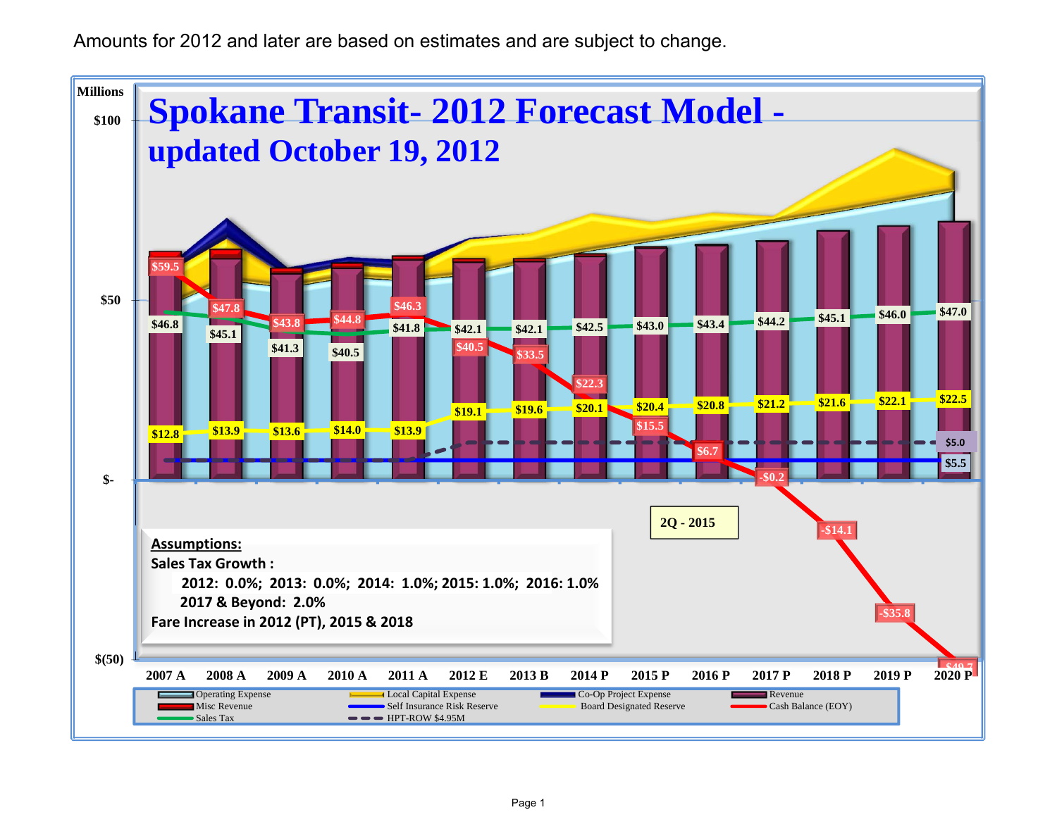Amounts for 2012 and later are based on estimates and are subject to change.

# Spokane Transit- 2012 Forecast Model - updated October 19, 2012

Millions

| Year | Cash Balance (EOY) | Sales Tax | Board Designated Reserve |
|---|---|---|---|
| 2007 A | $59.5 | $46.8 | $12.8 |
| 2008 A | $47.8 | $45.1 | $13.9 |
| 2009 A | $43.8 | $41.3 | $13.6 |
| 2010 A | $44.8 | $40.5 | $14.0 |
| 2011 A | $46.3 | $41.8 | $13.9 |
| 2012 E | $40.5 | $42.1 | $19.1 |
| 2013 B | $33.5 | $42.1 | $19.6 |
| 2014 P | $22.3 | $42.5 | $20.1 |
| 2015 P | $15.5 | $43.0 | $20.4 |
| 2016 P | $6.7 | $43.4 | $20.8 |
| 2017 P | -$0.2 | $44.2 | $21.2 |
| 2018 P | -$14.1 | $45.1 | $21.6 |
| 2019 P | -$35.8 | $46.0 | $22.1 |
| 2020 P | -$49.7 | $47.0 | $22.5 |

HPT-ROW: $5.0; Self Insurance Risk Reserve: $5.5

2Q - 2015

**Assumptions:**

**Sales Tax Growth :**

**2012: 0.0%; 2013: 0.0%; 2014: 1.0%; 2015: 1.0%; 2016: 1.0%**

**2017 & Beyond: 2.0%**

**Fare Increase in 2012 (PT), 2015 & 2018**

Legend: Operating Expense; Local Capital Expense; Co-Op Project Expense; Revenue; Misc Revenue; Self Insurance Risk Reserve; Board Designated Reserve; Cash Balance (EOY); Sales Tax; HPT-ROW $4.95M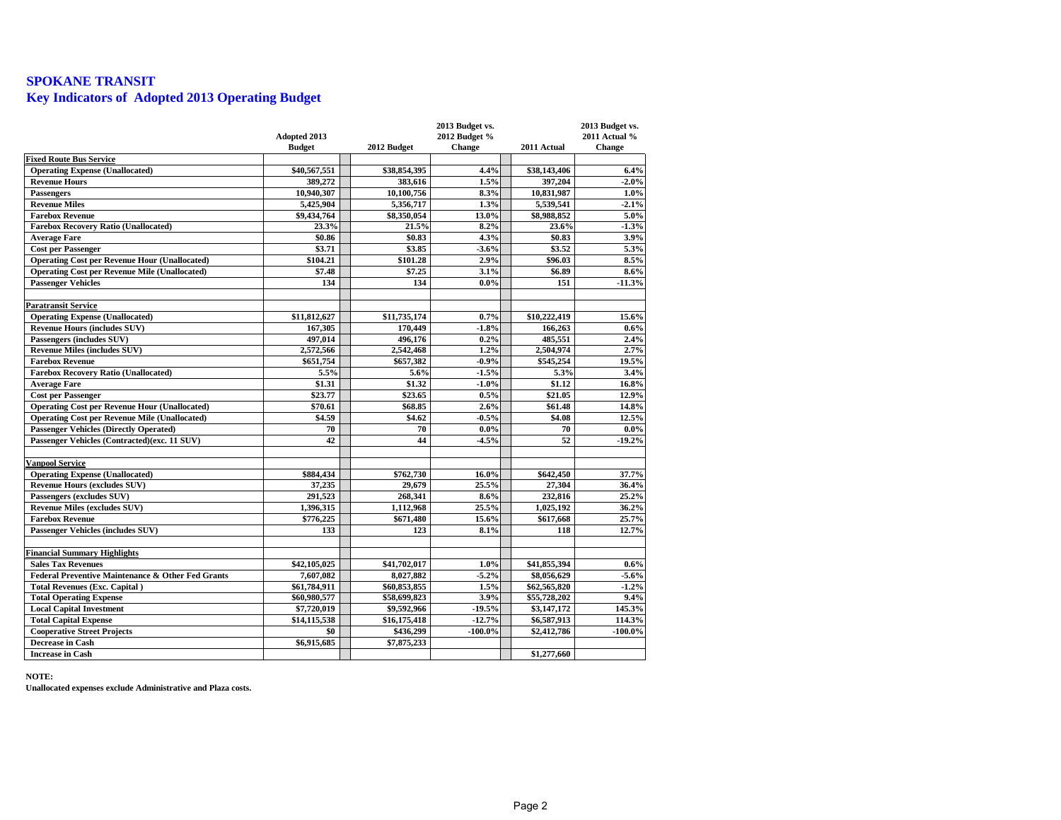# SPOKANE TRANSIT
## Key Indicators of Adopted 2013 Operating Budget

| | Adopted 2013 Budget | 2012 Budget | 2013 Budget vs. 2012 Budget % Change | 2011 Actual | 2013 Budget vs. 2011 Actual % Change |
|---|---|---|---|---|---|
| **Fixed Route Bus Service** | | | | | |
| Operating Expense (Unallocated) | $40,567,551 | $38,854,395 | 4.4% | $38,143,406 | 6.4% |
| Revenue Hours | 389,272 | 383,616 | 1.5% | 397,204 | -2.0% |
| Passengers | 10,940,307 | 10,100,756 | 8.3% | 10,831,987 | 1.0% |
| Revenue Miles | 5,425,904 | 5,356,717 | 1.3% | 5,539,541 | -2.1% |
| Farebox Revenue | $9,434,764 | $8,350,054 | 13.0% | $8,988,852 | 5.0% |
| Farebox Recovery Ratio (Unallocated) | 23.3% | 21.5% | 8.2% | 23.6% | -1.3% |
| Average Fare | $0.86 | $0.83 | 4.3% | $0.83 | 3.9% |
| Cost per Passenger | $3.71 | $3.85 | -3.6% | $3.52 | 5.3% |
| Operating Cost per Revenue Hour (Unallocated) | $104.21 | $101.28 | 2.9% | $96.03 | 8.5% |
| Operating Cost per Revenue Mile (Unallocated) | $7.48 | $7.25 | 3.1% | $6.89 | 8.6% |
| Passenger Vehicles | 134 | 134 | 0.0% | 151 | -11.3% |
| | | | | | |
| **Paratransit Service** | | | | | |
| Operating Expense (Unallocated) | $11,812,627 | $11,735,174 | 0.7% | $10,222,419 | 15.6% |
| Revenue Hours (includes SUV) | 167,305 | 170,449 | -1.8% | 166,263 | 0.6% |
| Passengers (includes SUV) | 497,014 | 496,176 | 0.2% | 485,551 | 2.4% |
| Revenue Miles (includes SUV) | 2,572,566 | 2,542,468 | 1.2% | 2,504,974 | 2.7% |
| Farebox Revenue | $651,754 | $657,382 | -0.9% | $545,254 | 19.5% |
| Farebox Recovery Ratio (Unallocated) | 5.5% | 5.6% | -1.5% | 5.3% | 3.4% |
| Average Fare | $1.31 | $1.32 | -1.0% | $1.12 | 16.8% |
| Cost per Passenger | $23.77 | $23.65 | 0.5% | $21.05 | 12.9% |
| Operating Cost per Revenue Hour (Unallocated) | $70.61 | $68.85 | 2.6% | $61.48 | 14.8% |
| Operating Cost per Revenue Mile (Unallocated) | $4.59 | $4.62 | -0.5% | $4.08 | 12.5% |
| Passenger Vehicles (Directly Operated) | 70 | 70 | 0.0% | 70 | 0.0% |
| Passenger Vehicles (Contracted)(exc. 11 SUV) | 42 | 44 | -4.5% | 52 | -19.2% |
| | | | | | |
| **Vanpool Service** | | | | | |
| Operating Expense (Unallocated) | $884,434 | $762,730 | 16.0% | $642,450 | 37.7% |
| Revenue Hours (excludes SUV) | 37,235 | 29,679 | 25.5% | 27,304 | 36.4% |
| Passengers (excludes SUV) | 291,523 | 268,341 | 8.6% | 232,816 | 25.2% |
| Revenue Miles (excludes SUV) | 1,396,315 | 1,112,968 | 25.5% | 1,025,192 | 36.2% |
| Farebox Revenue | $776,225 | $671,480 | 15.6% | $617,668 | 25.7% |
| Passenger Vehicles (includes SUV) | 133 | 123 | 8.1% | 118 | 12.7% |
| | | | | | |
| **Financial Summary Highlights** | | | | | |
| Sales Tax Revenues | $42,105,025 | $41,702,017 | 1.0% | $41,855,394 | 0.6% |
| Federal Preventive Maintenance & Other Fed Grants | 7,607,082 | 8,027,882 | -5.2% | $8,056,629 | -5.6% |
| Total Revenues (Exc. Capital ) | $61,784,911 | $60,853,855 | 1.5% | $62,565,820 | -1.2% |
| Total Operating Expense | $60,980,577 | $58,699,823 | 3.9% | $55,728,202 | 9.4% |
| Local Capital Investment | $7,720,019 | $9,592,966 | -19.5% | $3,147,172 | 145.3% |
| Total Capital Expense | $14,115,538 | $16,175,418 | -12.7% | $6,587,913 | 114.3% |
| Cooperative Street Projects | $0 | $436,299 | -100.0% | $2,412,786 | -100.0% |
| Decrease in Cash | $6,915,685 | $7,875,233 | | | |
| Increase in Cash | | | | $1,277,660 | |

**NOTE:**

**Unallocated expenses exclude Administrative and Plaza costs.**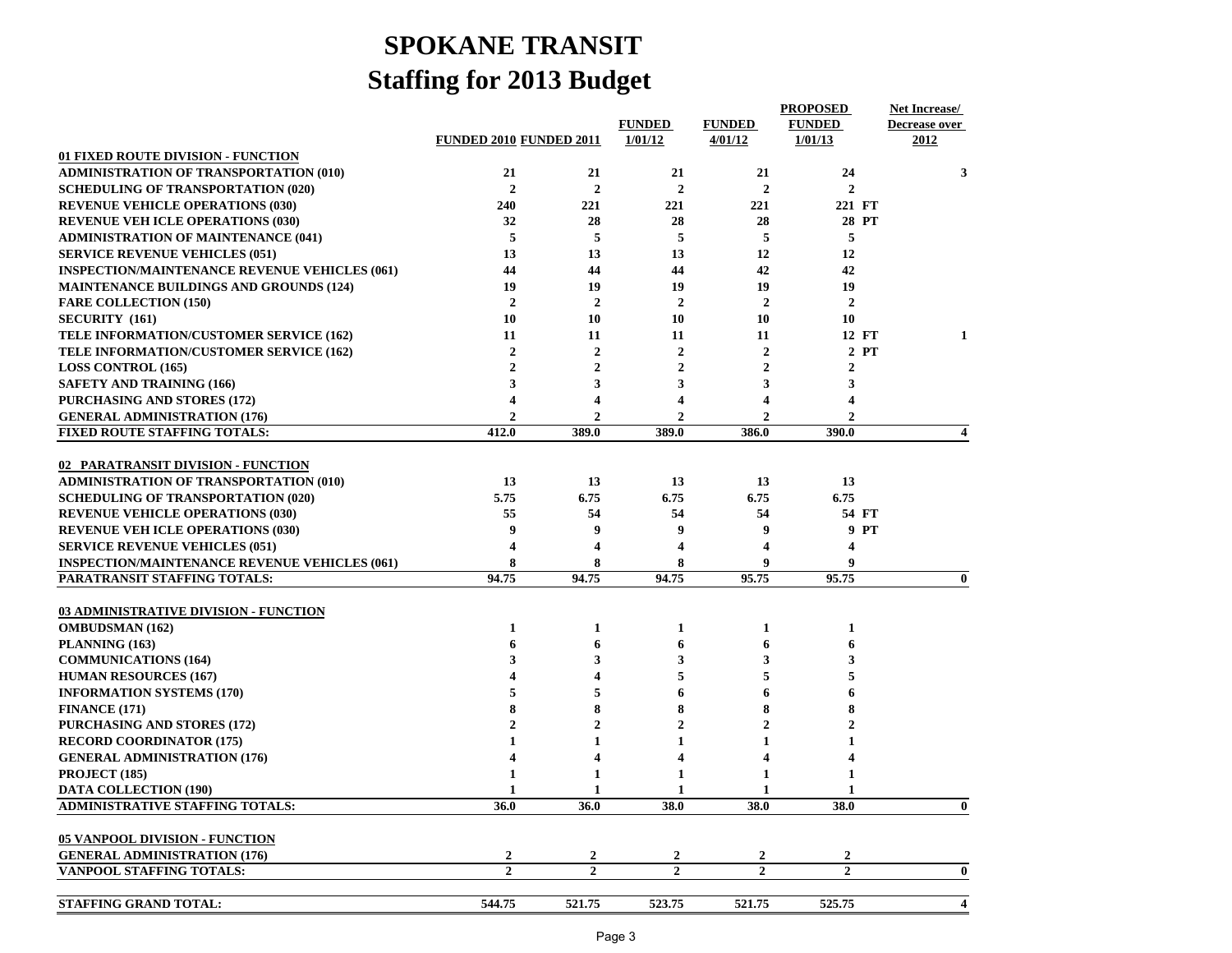# SPOKANE TRANSIT
## Staffing for 2013 Budget

| | FUNDED 2010 | FUNDED 2011 | FUNDED 1/01/12 | FUNDED 4/01/12 | PROPOSED FUNDED 1/01/13 | | Net Increase/ Decrease over 2012 |
|---|---|---|---|---|---|---|---|
| **01 FIXED ROUTE DIVISION - FUNCTION** | | | | | | | |
| ADMINISTRATION OF TRANSPORTATION (010) | 21 | 21 | 21 | 21 | 24 | | 3 |
| SCHEDULING OF TRANSPORTATION (020) | 2 | 2 | 2 | 2 | 2 | | |
| REVENUE VEHICLE OPERATIONS (030) | 240 | 221 | 221 | 221 | 221 | FT | |
| REVENUE VEH ICLE OPERATIONS (030) | 32 | 28 | 28 | 28 | 28 | PT | |
| ADMINISTRATION OF MAINTENANCE (041) | 5 | 5 | 5 | 5 | 5 | | |
| SERVICE REVENUE VEHICLES (051) | 13 | 13 | 13 | 12 | 12 | | |
| INSPECTION/MAINTENANCE REVENUE VEHICLES (061) | 44 | 44 | 44 | 42 | 42 | | |
| MAINTENANCE BUILDINGS AND GROUNDS (124) | 19 | 19 | 19 | 19 | 19 | | |
| FARE COLLECTION (150) | 2 | 2 | 2 | 2 | 2 | | |
| SECURITY (161) | 10 | 10 | 10 | 10 | 10 | | |
| TELE INFORMATION/CUSTOMER SERVICE (162) | 11 | 11 | 11 | 11 | 12 | FT | 1 |
| TELE INFORMATION/CUSTOMER SERVICE (162) | 2 | 2 | 2 | 2 | 2 | PT | |
| LOSS CONTROL (165) | 2 | 2 | 2 | 2 | 2 | | |
| SAFETY AND TRAINING (166) | 3 | 3 | 3 | 3 | 3 | | |
| PURCHASING AND STORES (172) | 4 | 4 | 4 | 4 | 4 | | |
| GENERAL ADMINISTRATION (176) | 2 | 2 | 2 | 2 | 2 | | |
| **FIXED ROUTE STAFFING TOTALS:** | 412.0 | 389.0 | 389.0 | 386.0 | 390.0 | | 4 |
| **02 PARATRANSIT DIVISION - FUNCTION** | | | | | | | |
| ADMINISTRATION OF TRANSPORTATION (010) | 13 | 13 | 13 | 13 | 13 | | |
| SCHEDULING OF TRANSPORTATION (020) | 5.75 | 6.75 | 6.75 | 6.75 | 6.75 | | |
| REVENUE VEHICLE OPERATIONS (030) | 55 | 54 | 54 | 54 | 54 | FT | |
| REVENUE VEH ICLE OPERATIONS (030) | 9 | 9 | 9 | 9 | 9 | PT | |
| SERVICE REVENUE VEHICLES (051) | 4 | 4 | 4 | 4 | 4 | | |
| INSPECTION/MAINTENANCE REVENUE VEHICLES (061) | 8 | 8 | 8 | 9 | 9 | | |
| **PARATRANSIT STAFFING TOTALS:** | 94.75 | 94.75 | 94.75 | 95.75 | 95.75 | | 0 |
| **03 ADMINISTRATIVE DIVISION - FUNCTION** | | | | | | | |
| OMBUDSMAN (162) | 1 | 1 | 1 | 1 | 1 | | |
| PLANNING (163) | 6 | 6 | 6 | 6 | 6 | | |
| COMMUNICATIONS (164) | 3 | 3 | 3 | 3 | 3 | | |
| HUMAN RESOURCES (167) | 4 | 4 | 5 | 5 | 5 | | |
| INFORMATION SYSTEMS (170) | 5 | 5 | 6 | 6 | 6 | | |
| FINANCE (171) | 8 | 8 | 8 | 8 | 8 | | |
| PURCHASING AND STORES (172) | 2 | 2 | 2 | 2 | 2 | | |
| RECORD COORDINATOR (175) | 1 | 1 | 1 | 1 | 1 | | |
| GENERAL ADMINISTRATION (176) | 4 | 4 | 4 | 4 | 4 | | |
| PROJECT (185) | 1 | 1 | 1 | 1 | 1 | | |
| DATA COLLECTION (190) | 1 | 1 | 1 | 1 | 1 | | |
| **ADMINISTRATIVE STAFFING TOTALS:** | 36.0 | 36.0 | 38.0 | 38.0 | 38.0 | | 0 |
| **05 VANPOOL DIVISION - FUNCTION** | | | | | | | |
| GENERAL ADMINISTRATION (176) | 2 | 2 | 2 | 2 | 2 | | |
| **VANPOOL STAFFING TOTALS:** | 2 | 2 | 2 | 2 | 2 | | 0 |
| **STAFFING GRAND TOTAL:** | 544.75 | 521.75 | 523.75 | 521.75 | 525.75 | | 4 |